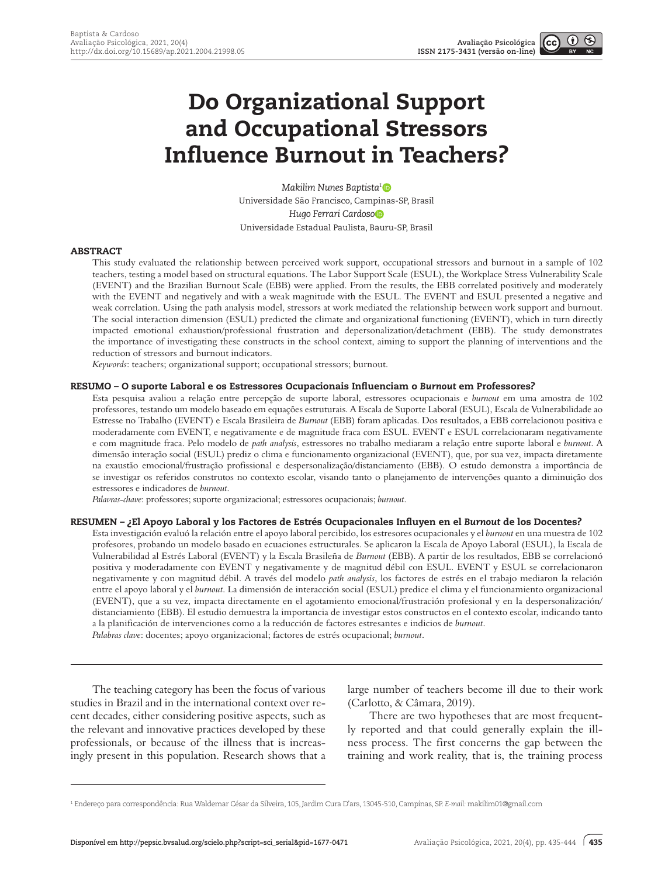# Do Organizational Support and Occupational Stressors Influence Burnout in Teachers?

*Makilim Nunes Baptista*[1]
Universidade São Francisco, Campinas-SP, Brasil
*Hugo Ferrari Cardoso*
Universidade Estadual Paulista, Bauru-SP, Brasil

## ABSTRACT

This study evaluated the relationship between perceived work support, occupational stressors and burnout in a sample of 102 teachers, testing a model based on structural equations. The Labor Support Scale (ESUL), the Workplace Stress Vulnerability Scale (EVENT) and the Brazilian Burnout Scale (EBB) were applied. From the results, the EBB correlated positively and moderately with the EVENT and negatively and with a weak magnitude with the ESUL. The EVENT and ESUL presented a negative and weak correlation. Using the path analysis model, stressors at work mediated the relationship between work support and burnout. The social interaction dimension (ESUL) predicted the climate and organizational functioning (EVENT), which in turn directly impacted emotional exhaustion/professional frustration and depersonalization/detachment (EBB). The study demonstrates the importance of investigating these constructs in the school context, aiming to support the planning of interventions and the reduction of stressors and burnout indicators.

*Keywords*: teachers; organizational support; occupational stressors; burnout.

## RESUMO – O suporte Laboral e os Estressores Ocupacionais Influenciam o *Burnout* em Professores?

Esta pesquisa avaliou a relação entre percepção de suporte laboral, estressores ocupacionais e *burnout* em uma amostra de 102 professores, testando um modelo baseado em equações estruturais. A Escala de Suporte Laboral (ESUL), Escala de Vulnerabilidade ao Estresse no Trabalho (EVENT) e Escala Brasileira de *Burnout* (EBB) foram aplicadas. Dos resultados, a EBB correlacionou positiva e moderadamente com EVENT, e negativamente e de magnitude fraca com ESUL. EVENT e ESUL correlacionaram negativamente e com magnitude fraca. Pelo modelo de *path analysis*, estressores no trabalho mediaram a relação entre suporte laboral e *burnout*. A dimensão interação social (ESUL) prediz o clima e funcionamento organizacional (EVENT), que, por sua vez, impacta diretamente na exaustão emocional/frustração profissional e despersonalização/distanciamento (EBB). O estudo demonstra a importância de se investigar os referidos construtos no contexto escolar, visando tanto o planejamento de intervenções quanto a diminuição dos estressores e indicadores de *burnout*.

*Palavras-chave*: professores; suporte organizacional; estressores ocupacionais; *burnout*.

## RESUMEN – ¿El Apoyo Laboral y los Factores de Estrés Ocupacionales Influyen en el *Burnout* de los Docentes?

Esta investigación evaluó la relación entre el apoyo laboral percibido, los estresores ocupacionales y el *burnout* en una muestra de 102 profesores, probando un modelo basado en ecuaciones estructurales. Se aplicaron la Escala de Apoyo Laboral (ESUL), la Escala de Vulnerabilidad al Estrés Laboral (EVENT) y la Escala Brasileña de *Burnout* (EBB). A partir de los resultados, EBB se correlacionó positiva y moderadamente con EVENT y negativamente y de magnitud débil con ESUL. EVENT y ESUL se correlacionaron negativamente y con magnitud débil. A través del modelo *path analysis*, los factores de estrés en el trabajo mediaron la relación entre el apoyo laboral y el *burnout*. La dimensión de interacción social (ESUL) predice el clima y el funcionamiento organizacional (EVENT), que a su vez, impacta directamente en el agotamiento emocional/frustración profesional y en la despersonalización/distanciamiento (EBB). El estudio demuestra la importancia de investigar estos constructos en el contexto escolar, indicando tanto la planificación de intervenciones como la reducción de factores estresantes e indicios de *burnout*.

*Palabras clave*: docentes; apoyo organizacional; factores de estrés ocupacional; *burnout*.

---

The teaching category has been the focus of various studies in Brazil and in the international context over recent decades, either considering positive aspects, such as the relevant and innovative practices developed by these professionals, or because of the illness that is increasingly present in this population. Research shows that a large number of teachers become ill due to their work (Carlotto, & Câmara, 2019).

There are two hypotheses that are most frequently reported and that could generally explain the illness process. The first concerns the gap between the training and work reality, that is, the training process

[1] Endereço para correspondência: Rua Waldemar César da Silveira, 105, Jardim Cura D'ars, 13045-510, Campinas, SP. *E-mail*: makilim01@gmail.com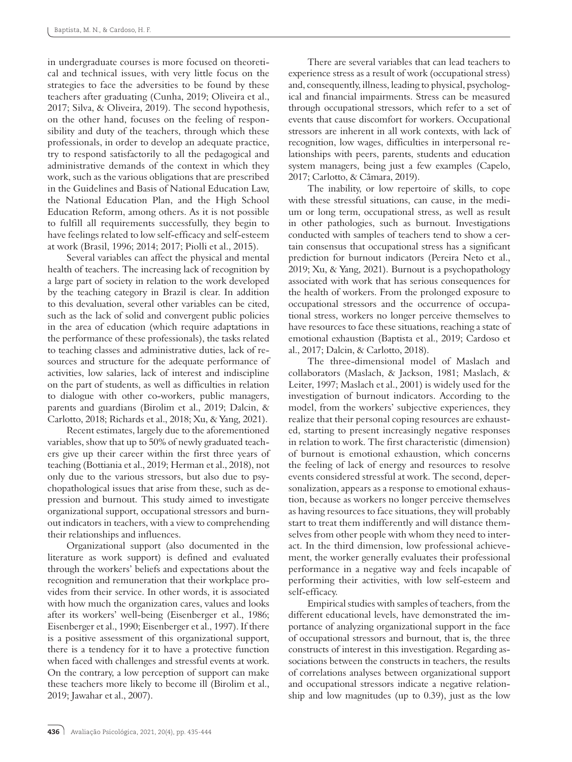in undergraduate courses is more focused on theoretical and technical issues, with very little focus on the strategies to face the adversities to be found by these teachers after graduating (Cunha, 2019; Oliveira et al., 2017; Silva, & Oliveira, 2019). The second hypothesis, on the other hand, focuses on the feeling of responsibility and duty of the teachers, through which these professionals, in order to develop an adequate practice, try to respond satisfactorily to all the pedagogical and administrative demands of the context in which they work, such as the various obligations that are prescribed in the Guidelines and Basis of National Education Law, the National Education Plan, and the High School Education Reform, among others. As it is not possible to fulfill all requirements successfully, they begin to have feelings related to low self-efficacy and self-esteem at work (Brasil, 1996; 2014; 2017; Piolli et al., 2015).

Several variables can affect the physical and mental health of teachers. The increasing lack of recognition by a large part of society in relation to the work developed by the teaching category in Brazil is clear. In addition to this devaluation, several other variables can be cited, such as the lack of solid and convergent public policies in the area of education (which require adaptations in the performance of these professionals), the tasks related to teaching classes and administrative duties, lack of resources and structure for the adequate performance of activities, low salaries, lack of interest and indiscipline on the part of students, as well as difficulties in relation to dialogue with other co-workers, public managers, parents and guardians (Birolim et al., 2019; Dalcin, & Carlotto, 2018; Richards et al., 2018; Xu, & Yang, 2021).

Recent estimates, largely due to the aforementioned variables, show that up to 50% of newly graduated teachers give up their career within the first three years of teaching (Bottiania et al., 2019; Herman et al., 2018), not only due to the various stressors, but also due to psychopathological issues that arise from these, such as depression and burnout. This study aimed to investigate organizational support, occupational stressors and burnout indicators in teachers, with a view to comprehending their relationships and influences.

Organizational support (also documented in the literature as work support) is defined and evaluated through the workers' beliefs and expectations about the recognition and remuneration that their workplace provides from their service. In other words, it is associated with how much the organization cares, values and looks after its workers' well-being (Eisenberger et al., 1986; Eisenberger et al., 1990; Eisenberger et al., 1997). If there is a positive assessment of this organizational support, there is a tendency for it to have a protective function when faced with challenges and stressful events at work. On the contrary, a low perception of support can make these teachers more likely to become ill (Birolim et al., 2019; Jawahar et al., 2007).

There are several variables that can lead teachers to experience stress as a result of work (occupational stress) and, consequently, illness, leading to physical, psychological and financial impairments. Stress can be measured through occupational stressors, which refer to a set of events that cause discomfort for workers. Occupational stressors are inherent in all work contexts, with lack of recognition, low wages, difficulties in interpersonal relationships with peers, parents, students and education system managers, being just a few examples (Capelo, 2017; Carlotto, & Câmara, 2019).

The inability, or low repertoire of skills, to cope with these stressful situations, can cause, in the medium or long term, occupational stress, as well as result in other pathologies, such as burnout. Investigations conducted with samples of teachers tend to show a certain consensus that occupational stress has a significant prediction for burnout indicators (Pereira Neto et al., 2019; Xu, & Yang, 2021). Burnout is a psychopathology associated with work that has serious consequences for the health of workers. From the prolonged exposure to occupational stressors and the occurrence of occupational stress, workers no longer perceive themselves to have resources to face these situations, reaching a state of emotional exhaustion (Baptista et al., 2019; Cardoso et al., 2017; Dalcin, & Carlotto, 2018).

The three-dimensional model of Maslach and collaborators (Maslach, & Jackson, 1981; Maslach, & Leiter, 1997; Maslach et al., 2001) is widely used for the investigation of burnout indicators. According to the model, from the workers' subjective experiences, they realize that their personal coping resources are exhausted, starting to present increasingly negative responses in relation to work. The first characteristic (dimension) of burnout is emotional exhaustion, which concerns the feeling of lack of energy and resources to resolve events considered stressful at work. The second, depersonalization, appears as a response to emotional exhaustion, because as workers no longer perceive themselves as having resources to face situations, they will probably start to treat them indifferently and will distance themselves from other people with whom they need to interact. In the third dimension, low professional achievement, the worker generally evaluates their professional performance in a negative way and feels incapable of performing their activities, with low self-esteem and self-efficacy.

Empirical studies with samples of teachers, from the different educational levels, have demonstrated the importance of analyzing organizational support in the face of occupational stressors and burnout, that is, the three constructs of interest in this investigation. Regarding associations between the constructs in teachers, the results of correlations analyses between organizational support and occupational stressors indicate a negative relationship and low magnitudes (up to 0.39), just as the low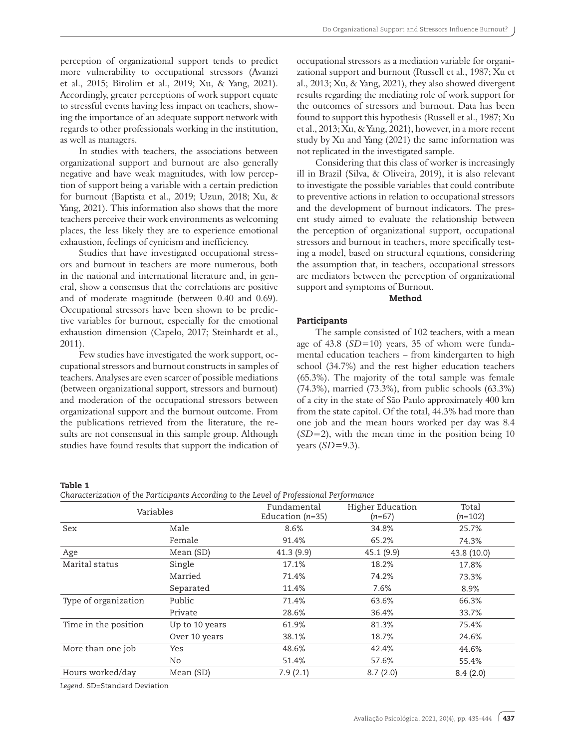perception of organizational support tends to predict more vulnerability to occupational stressors (Avanzi et al., 2015; Birolim et al., 2019; Xu, & Yang, 2021). Accordingly, greater perceptions of work support equate to stressful events having less impact on teachers, showing the importance of an adequate support network with regards to other professionals working in the institution, as well as managers.

In studies with teachers, the associations between organizational support and burnout are also generally negative and have weak magnitudes, with low perception of support being a variable with a certain prediction for burnout (Baptista et al., 2019; Uzun, 2018; Xu, & Yang, 2021). This information also shows that the more teachers perceive their work environments as welcoming places, the less likely they are to experience emotional exhaustion, feelings of cynicism and inefficiency.

Studies that have investigated occupational stressors and burnout in teachers are more numerous, both in the national and international literature and, in general, show a consensus that the correlations are positive and of moderate magnitude (between 0.40 and 0.69). Occupational stressors have been shown to be predictive variables for burnout, especially for the emotional exhaustion dimension (Capelo, 2017; Steinhardt et al., 2011).

Few studies have investigated the work support, occupational stressors and burnout constructs in samples of teachers. Analyses are even scarcer of possible mediations (between organizational support, stressors and burnout) and moderation of the occupational stressors between organizational support and the burnout outcome. From the publications retrieved from the literature, the results are not consensual in this sample group. Although studies have found results that support the indication of occupational stressors as a mediation variable for organizational support and burnout (Russell et al., 1987; Xu et al., 2013; Xu, & Yang, 2021), they also showed divergent results regarding the mediating role of work support for the outcomes of stressors and burnout. Data has been found to support this hypothesis (Russell et al., 1987; Xu et al., 2013; Xu, & Yang, 2021), however, in a more recent study by Xu and Yang (2021) the same information was not replicated in the investigated sample.

Considering that this class of worker is increasingly ill in Brazil (Silva, & Oliveira, 2019), it is also relevant to investigate the possible variables that could contribute to preventive actions in relation to occupational stressors and the development of burnout indicators. The present study aimed to evaluate the relationship between the perception of organizational support, occupational stressors and burnout in teachers, more specifically testing a model, based on structural equations, considering the assumption that, in teachers, occupational stressors are mediators between the perception of organizational support and symptoms of Burnout.

## Method

### Participants

The sample consisted of 102 teachers, with a mean age of 43.8 (*SD*=10) years, 35 of whom were fundamental education teachers – from kindergarten to high school (34.7%) and the rest higher education teachers (65.3%). The majority of the total sample was female (74.3%), married (73.3%), from public schools (63.3%) of a city in the state of São Paulo approximately 400 km from the state capitol. Of the total, 44.3% had more than one job and the mean hours worked per day was 8.4 (*SD*=2), with the mean time in the position being 10 years (*SD*=9.3).

**Table 1**
*Characterization of the Participants According to the Level of Professional Performance*

| Variables | | Fundamental Education (*n*=35) | Higher Education (*n*=67) | Total (*n*=102) |
|---|---|---|---|---|
| Sex | Male | 8.6% | 34.8% | 25.7% |
| | Female | 91.4% | 65.2% | 74.3% |
| Age | Mean (SD) | 41.3 (9.9) | 45.1 (9.9) | 43.8 (10.0) |
| Marital status | Single | 17.1% | 18.2% | 17.8% |
| | Married | 71.4% | 74.2% | 73.3% |
| | Separated | 11.4% | 7.6% | 8.9% |
| Type of organization | Public | 71.4% | 63.6% | 66.3% |
| | Private | 28.6% | 36.4% | 33.7% |
| Time in the position | Up to 10 years | 61.9% | 81.3% | 75.4% |
| | Over 10 years | 38.1% | 18.7% | 24.6% |
| More than one job | Yes | 48.6% | 42.4% | 44.6% |
| | No | 51.4% | 57.6% | 55.4% |
| Hours worked/day | Mean (SD) | 7.9 (2.1) | 8.7 (2.0) | 8.4 (2.0) |

*Legend.* SD=Standard Deviation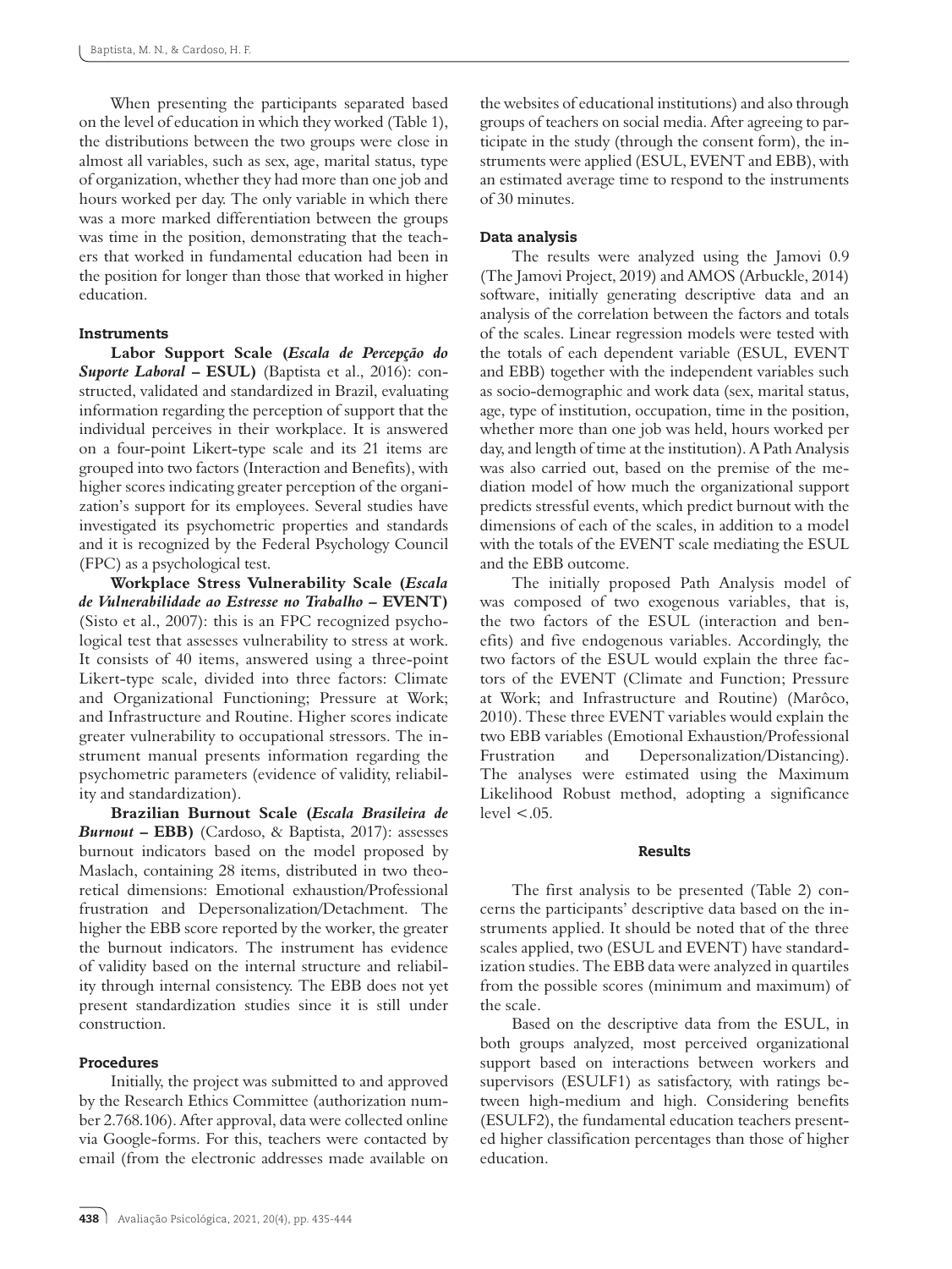When presenting the participants separated based on the level of education in which they worked (Table 1), the distributions between the two groups were close in almost all variables, such as sex, age, marital status, type of organization, whether they had more than one job and hours worked per day. The only variable in which there was a more marked differentiation between the groups was time in the position, demonstrating that the teachers that worked in fundamental education had been in the position for longer than those that worked in higher education.

### Instruments

**Labor Support Scale (*Escala de Percepção do Suporte Laboral* – ESUL)** (Baptista et al., 2016): constructed, validated and standardized in Brazil, evaluating information regarding the perception of support that the individual perceives in their workplace. It is answered on a four-point Likert-type scale and its 21 items are grouped into two factors (Interaction and Benefits), with higher scores indicating greater perception of the organization's support for its employees. Several studies have investigated its psychometric properties and standards and it is recognized by the Federal Psychology Council (FPC) as a psychological test.

**Workplace Stress Vulnerability Scale (*Escala de Vulnerabilidade ao Estresse no Trabalho* – EVENT)** (Sisto et al., 2007): this is an FPC recognized psychological test that assesses vulnerability to stress at work. It consists of 40 items, answered using a three-point Likert-type scale, divided into three factors: Climate and Organizational Functioning; Pressure at Work; and Infrastructure and Routine. Higher scores indicate greater vulnerability to occupational stressors. The instrument manual presents information regarding the psychometric parameters (evidence of validity, reliability and standardization).

**Brazilian Burnout Scale (*Escala Brasileira de Burnout* – EBB)** (Cardoso, & Baptista, 2017): assesses burnout indicators based on the model proposed by Maslach, containing 28 items, distributed in two theoretical dimensions: Emotional exhaustion/Professional frustration and Depersonalization/Detachment. The higher the EBB score reported by the worker, the greater the burnout indicators. The instrument has evidence of validity based on the internal structure and reliability through internal consistency. The EBB does not yet present standardization studies since it is still under construction.

### Procedures

Initially, the project was submitted to and approved by the Research Ethics Committee (authorization number 2.768.106). After approval, data were collected online via Google-forms. For this, teachers were contacted by email (from the electronic addresses made available on the websites of educational institutions) and also through groups of teachers on social media. After agreeing to participate in the study (through the consent form), the instruments were applied (ESUL, EVENT and EBB), with an estimated average time to respond to the instruments of 30 minutes.

### Data analysis

The results were analyzed using the Jamovi 0.9 (The Jamovi Project, 2019) and AMOS (Arbuckle, 2014) software, initially generating descriptive data and an analysis of the correlation between the factors and totals of the scales. Linear regression models were tested with the totals of each dependent variable (ESUL, EVENT and EBB) together with the independent variables such as socio-demographic and work data (sex, marital status, age, type of institution, occupation, time in the position, whether more than one job was held, hours worked per day, and length of time at the institution). A Path Analysis was also carried out, based on the premise of the mediation model of how much the organizational support predicts stressful events, which predict burnout with the dimensions of each of the scales, in addition to a model with the totals of the EVENT scale mediating the ESUL and the EBB outcome.

The initially proposed Path Analysis model of was composed of two exogenous variables, that is, the two factors of the ESUL (interaction and benefits) and five endogenous variables. Accordingly, the two factors of the ESUL would explain the three factors of the EVENT (Climate and Function; Pressure at Work; and Infrastructure and Routine) (Marôco, 2010). These three EVENT variables would explain the two EBB variables (Emotional Exhaustion/Professional Frustration and Depersonalization/Distancing). The analyses were estimated using the Maximum Likelihood Robust method, adopting a significance level $< .05$.

## Results

The first analysis to be presented (Table 2) concerns the participants' descriptive data based on the instruments applied. It should be noted that of the three scales applied, two (ESUL and EVENT) have standardization studies. The EBB data were analyzed in quartiles from the possible scores (minimum and maximum) of the scale.

Based on the descriptive data from the ESUL, in both groups analyzed, most perceived organizational support based on interactions between workers and supervisors (ESULF1) as satisfactory, with ratings between high-medium and high. Considering benefits (ESULF2), the fundamental education teachers presented higher classification percentages than those of higher education.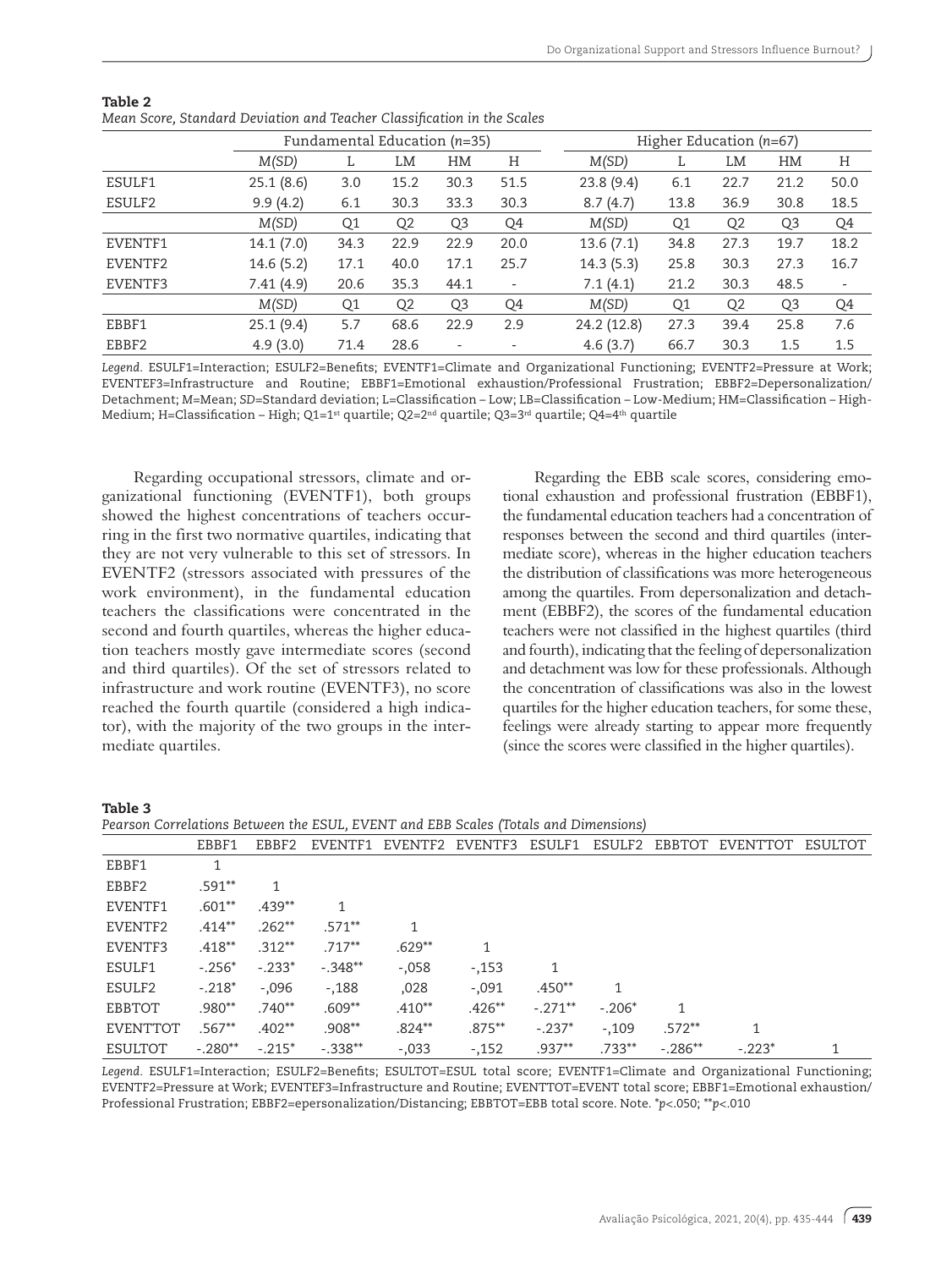**Table 2**
*Mean Score, Standard Deviation and Teacher Classification in the Scales*

| | Fundamental Education (*n*=35) | | | | | Higher Education (*n*=67) | | | | |
|---|---|---|---|---|---|---|---|---|---|---|
| | *M(SD)* | L | LM | HM | H | *M(SD)* | L | LM | HM | H |
| ESULF1 | 25.1 (8.6) | 3.0 | 15.2 | 30.3 | 51.5 | 23.8 (9.4) | 6.1 | 22.7 | 21.2 | 50.0 |
| ESULF2 | 9.9 (4.2) | 6.1 | 30.3 | 33.3 | 30.3 | 8.7 (4.7) | 13.8 | 36.9 | 30.8 | 18.5 |
| | *M(SD)* | Q1 | Q2 | Q3 | Q4 | *M(SD)* | Q1 | Q2 | Q3 | Q4 |
| EVENTF1 | 14.1 (7.0) | 34.3 | 22.9 | 22.9 | 20.0 | 13.6 (7.1) | 34.8 | 27.3 | 19.7 | 18.2 |
| EVENTF2 | 14.6 (5.2) | 17.1 | 40.0 | 17.1 | 25.7 | 14.3 (5.3) | 25.8 | 30.3 | 27.3 | 16.7 |
| EVENTF3 | 7.41 (4.9) | 20.6 | 35.3 | 44.1 | - | 7.1 (4.1) | 21.2 | 30.3 | 48.5 | - |
| | *M(SD)* | Q1 | Q2 | Q3 | Q4 | *M(SD)* | Q1 | Q2 | Q3 | Q4 |
| EBBF1 | 25.1 (9.4) | 5.7 | 68.6 | 22.9 | 2.9 | 24.2 (12.8) | 27.3 | 39.4 | 25.8 | 7.6 |
| EBBF2 | 4.9 (3.0) | 71.4 | 28.6 | - | - | 4.6 (3.7) | 66.7 | 30.3 | 1.5 | 1.5 |

*Legend.* ESULF1=Interaction; ESULF2=Benefits; EVENTF1=Climate and Organizational Functioning; EVENTF2=Pressure at Work; EVENTEF3=Infrastructure and Routine; EBBF1=Emotional exhaustion/Professional Frustration; EBBF2=Depersonalization/Detachment; *M*=Mean; *SD*=Standard deviation; L=Classification – Low; LB=Classification – Low-Medium; HM=Classification – High-Medium; H=Classification – High; Q1=1st quartile; Q2=2nd quartile; Q3=3rd quartile; Q4=4th quartile

Regarding occupational stressors, climate and organizational functioning (EVENTF1), both groups showed the highest concentrations of teachers occurring in the first two normative quartiles, indicating that they are not very vulnerable to this set of stressors. In EVENTF2 (stressors associated with pressures of the work environment), in the fundamental education teachers the classifications were concentrated in the second and fourth quartiles, whereas the higher education teachers mostly gave intermediate scores (second and third quartiles). Of the set of stressors related to infrastructure and work routine (EVENTF3), no score reached the fourth quartile (considered a high indicator), with the majority of the two groups in the intermediate quartiles.

Regarding the EBB scale scores, considering emotional exhaustion and professional frustration (EBBF1), the fundamental education teachers had a concentration of responses between the second and third quartiles (intermediate score), whereas in the higher education teachers the distribution of classifications was more heterogeneous among the quartiles. From depersonalization and detachment (EBBF2), the scores of the fundamental education teachers were not classified in the highest quartiles (third and fourth), indicating that the feeling of depersonalization and detachment was low for these professionals. Although the concentration of classifications was also in the lowest quartiles for the higher education teachers, for some these, feelings were already starting to appear more frequently (since the scores were classified in the higher quartiles).

**Table 3**
*Pearson Correlations Between the ESUL, EVENT and EBB Scales (Totals and Dimensions)*

| | EBBF1 | EBBF2 | EVENTF1 | EVENTF2 | EVENTF3 | ESULF1 | ESULF2 | EBBTOT | EVENTTOT | ESULTOT |
|---|---|---|---|---|---|---|---|---|---|---|
| EBBF1 | 1 | | | | | | | | | |
| EBBF2 | .591** | 1 | | | | | | | | |
| EVENTF1 | .601** | .439** | 1 | | | | | | | |
| EVENTF2 | .414** | .262** | .571** | 1 | | | | | | |
| EVENTF3 | .418** | .312** | .717** | .629** | 1 | | | | | |
| ESULF1 | -.256* | -.233* | -.348** | -,058 | -,153 | 1 | | | | |
| ESULF2 | -.218* | -,096 | -,188 | ,028 | -,091 | .450** | 1 | | | |
| EBBTOT | .980** | .740** | .609** | .410** | .426** | -.271** | -.206* | 1 | | |
| EVENTTOT | .567** | .402** | .908** | .824** | .875** | -.237* | -,109 | .572** | 1 | |
| ESULTOT | -.280** | -.215* | -.338** | -,033 | -,152 | .937** | .733** | -.286** | -.223* | 1 |

*Legend.* ESULF1=Interaction; ESULF2=Benefits; ESULTOT=ESUL total score; EVENTF1=Climate and Organizational Functioning; EVENTF2=Pressure at Work; EVENTEF3=Infrastructure and Routine; EVENTTOT=EVENT total score; EBBF1=Emotional exhaustion/Professional Frustration; EBBF2=epersonalization/Distancing; EBBTOT=EBB total score. Note. *$p<.050$; **$p<.010$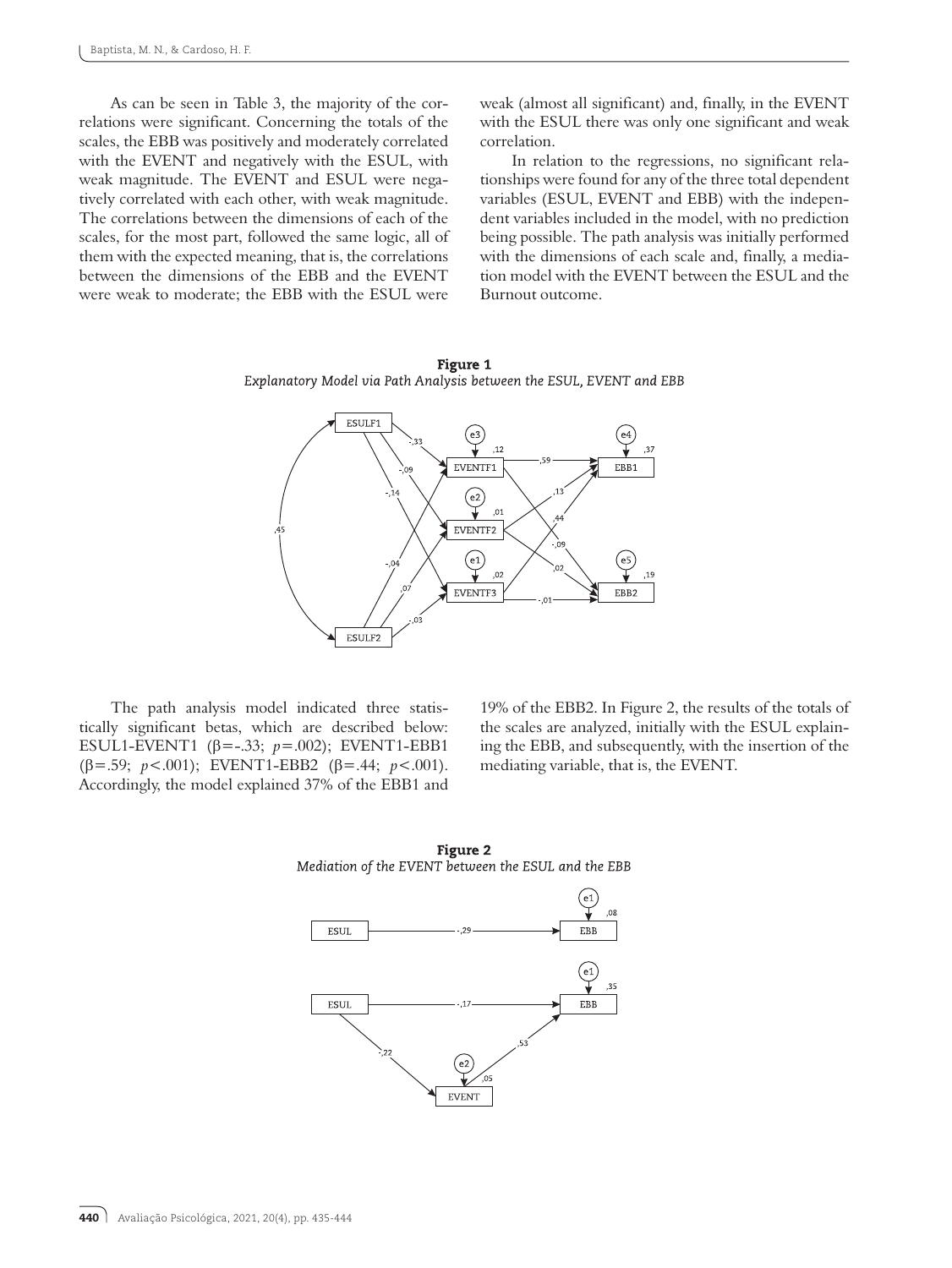As can be seen in Table 3, the majority of the correlations were significant. Concerning the totals of the scales, the EBB was positively and moderately correlated with the EVENT and negatively with the ESUL, with weak magnitude. The EVENT and ESUL were negatively correlated with each other, with weak magnitude. The correlations between the dimensions of each of the scales, for the most part, followed the same logic, all of them with the expected meaning, that is, the correlations between the dimensions of the EBB and the EVENT were weak to moderate; the EBB with the ESUL were weak (almost all significant) and, finally, in the EVENT with the ESUL there was only one significant and weak correlation.

In relation to the regressions, no significant relationships were found for any of the three total dependent variables (ESUL, EVENT and EBB) with the independent variables included in the model, with no prediction being possible. The path analysis was initially performed with the dimensions of each scale and, finally, a mediation model with the EVENT between the ESUL and the Burnout outcome.

**Figure 1**
*Explanatory Model via Path Analysis between the ESUL, EVENT and EBB*

The path analysis model indicated three statistically significant betas, which are described below: ESUL1-EVENT1 ($\beta$=-.33; $p$=.002); EVENT1-EBB1 ($\beta$=.59; $p$<.001); EVENT1-EBB2 ($\beta$=.44; $p$<.001). Accordingly, the model explained 37% of the EBB1 and 19% of the EBB2. In Figure 2, the results of the totals of the scales are analyzed, initially with the ESUL explaining the EBB, and subsequently, with the insertion of the mediating variable, that is, the EVENT.

**Figure 2**
*Mediation of the EVENT between the ESUL and the EBB*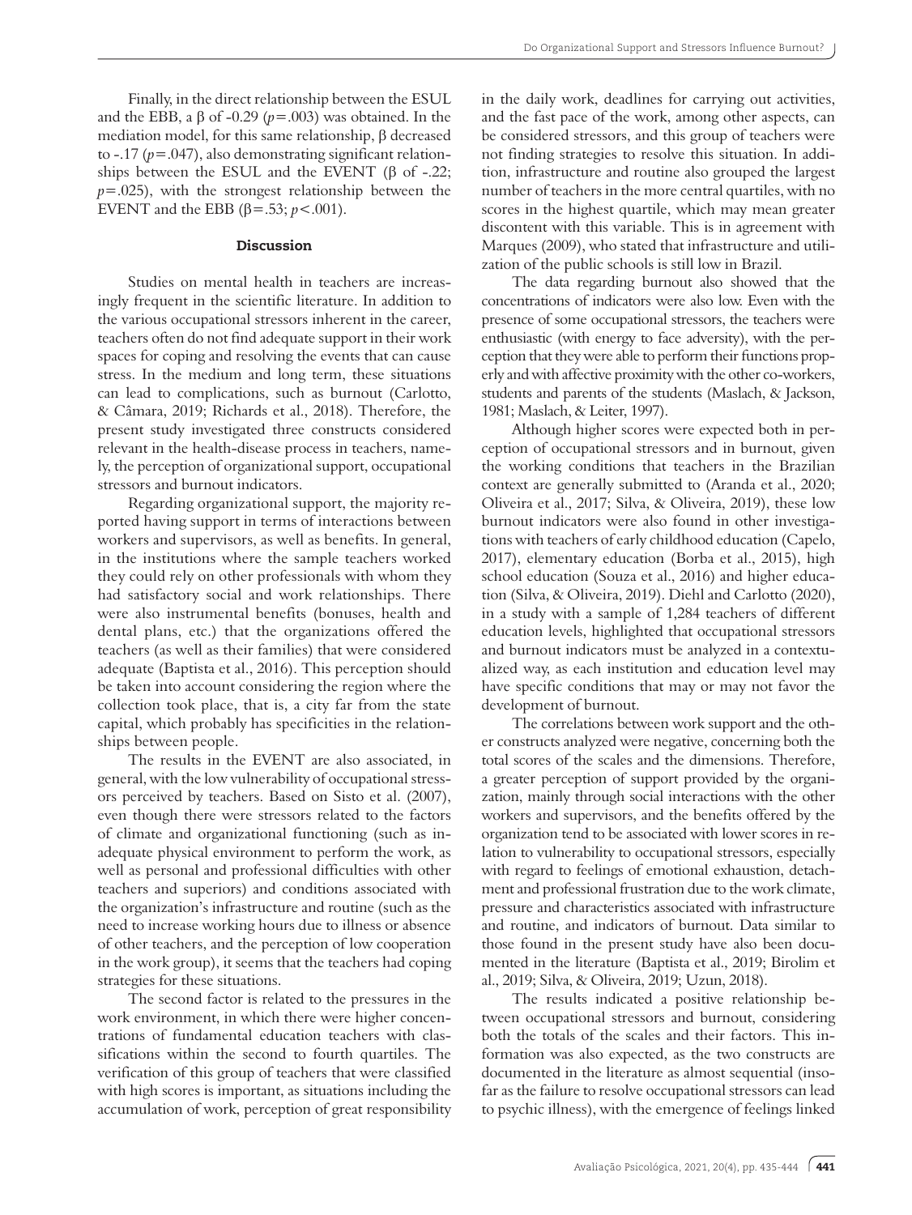Finally, in the direct relationship between the ESUL and the EBB, a β of -0.29 ($p$=.003) was obtained. In the mediation model, for this same relationship, β decreased to -.17 ($p$=.047), also demonstrating significant relationships between the ESUL and the EVENT (β of -.22; $p$=.025), with the strongest relationship between the EVENT and the EBB (β=.53; $p$<.001).

## Discussion

Studies on mental health in teachers are increasingly frequent in the scientific literature. In addition to the various occupational stressors inherent in the career, teachers often do not find adequate support in their work spaces for coping and resolving the events that can cause stress. In the medium and long term, these situations can lead to complications, such as burnout (Carlotto, & Câmara, 2019; Richards et al., 2018). Therefore, the present study investigated three constructs considered relevant in the health-disease process in teachers, namely, the perception of organizational support, occupational stressors and burnout indicators.

Regarding organizational support, the majority reported having support in terms of interactions between workers and supervisors, as well as benefits. In general, in the institutions where the sample teachers worked they could rely on other professionals with whom they had satisfactory social and work relationships. There were also instrumental benefits (bonuses, health and dental plans, etc.) that the organizations offered the teachers (as well as their families) that were considered adequate (Baptista et al., 2016). This perception should be taken into account considering the region where the collection took place, that is, a city far from the state capital, which probably has specificities in the relationships between people.

The results in the EVENT are also associated, in general, with the low vulnerability of occupational stressors perceived by teachers. Based on Sisto et al. (2007), even though there were stressors related to the factors of climate and organizational functioning (such as inadequate physical environment to perform the work, as well as personal and professional difficulties with other teachers and superiors) and conditions associated with the organization's infrastructure and routine (such as the need to increase working hours due to illness or absence of other teachers, and the perception of low cooperation in the work group), it seems that the teachers had coping strategies for these situations.

The second factor is related to the pressures in the work environment, in which there were higher concentrations of fundamental education teachers with classifications within the second to fourth quartiles. The verification of this group of teachers that were classified with high scores is important, as situations including the accumulation of work, perception of great responsibility in the daily work, deadlines for carrying out activities, and the fast pace of the work, among other aspects, can be considered stressors, and this group of teachers were not finding strategies to resolve this situation. In addition, infrastructure and routine also grouped the largest number of teachers in the more central quartiles, with no scores in the highest quartile, which may mean greater discontent with this variable. This is in agreement with Marques (2009), who stated that infrastructure and utilization of the public schools is still low in Brazil.

The data regarding burnout also showed that the concentrations of indicators were also low. Even with the presence of some occupational stressors, the teachers were enthusiastic (with energy to face adversity), with the perception that they were able to perform their functions properly and with affective proximity with the other co-workers, students and parents of the students (Maslach, & Jackson, 1981; Maslach, & Leiter, 1997).

Although higher scores were expected both in perception of occupational stressors and in burnout, given the working conditions that teachers in the Brazilian context are generally submitted to (Aranda et al., 2020; Oliveira et al., 2017; Silva, & Oliveira, 2019), these low burnout indicators were also found in other investigations with teachers of early childhood education (Capelo, 2017), elementary education (Borba et al., 2015), high school education (Souza et al., 2016) and higher education (Silva, & Oliveira, 2019). Diehl and Carlotto (2020), in a study with a sample of 1,284 teachers of different education levels, highlighted that occupational stressors and burnout indicators must be analyzed in a contextualized way, as each institution and education level may have specific conditions that may or may not favor the development of burnout.

The correlations between work support and the other constructs analyzed were negative, concerning both the total scores of the scales and the dimensions. Therefore, a greater perception of support provided by the organization, mainly through social interactions with the other workers and supervisors, and the benefits offered by the organization tend to be associated with lower scores in relation to vulnerability to occupational stressors, especially with regard to feelings of emotional exhaustion, detachment and professional frustration due to the work climate, pressure and characteristics associated with infrastructure and routine, and indicators of burnout. Data similar to those found in the present study have also been documented in the literature (Baptista et al., 2019; Birolim et al., 2019; Silva, & Oliveira, 2019; Uzun, 2018).

The results indicated a positive relationship between occupational stressors and burnout, considering both the totals of the scales and their factors. This information was also expected, as the two constructs are documented in the literature as almost sequential (insofar as the failure to resolve occupational stressors can lead to psychic illness), with the emergence of feelings linked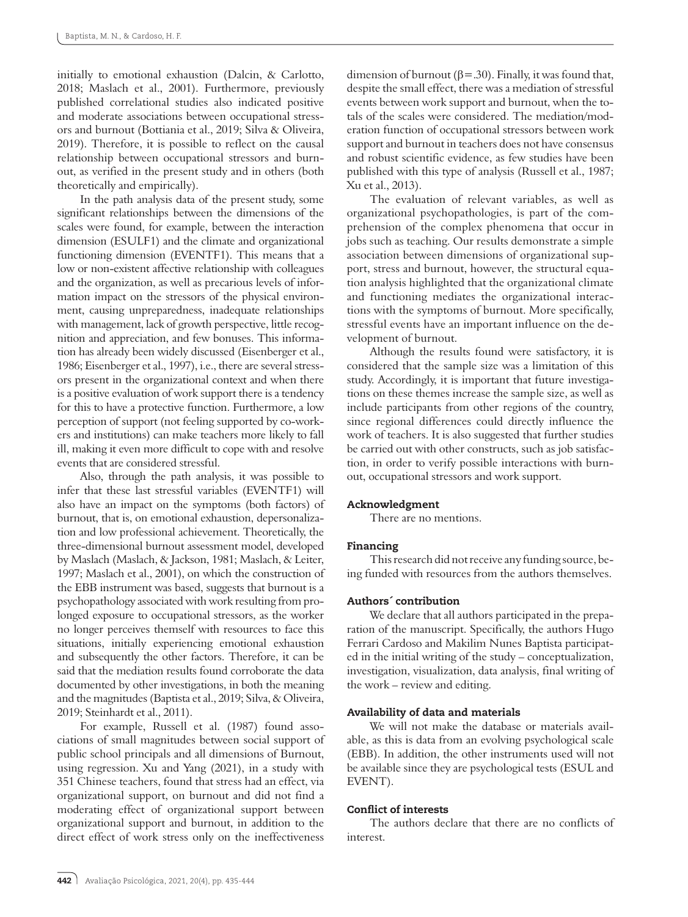initially to emotional exhaustion (Dalcin, & Carlotto, 2018; Maslach et al., 2001). Furthermore, previously published correlational studies also indicated positive and moderate associations between occupational stressors and burnout (Bottiania et al., 2019; Silva & Oliveira, 2019). Therefore, it is possible to reflect on the causal relationship between occupational stressors and burnout, as verified in the present study and in others (both theoretically and empirically).

In the path analysis data of the present study, some significant relationships between the dimensions of the scales were found, for example, between the interaction dimension (ESULF1) and the climate and organizational functioning dimension (EVENTF1). This means that a low or non-existent affective relationship with colleagues and the organization, as well as precarious levels of information impact on the stressors of the physical environment, causing unpreparedness, inadequate relationships with management, lack of growth perspective, little recognition and appreciation, and few bonuses. This information has already been widely discussed (Eisenberger et al., 1986; Eisenberger et al., 1997), i.e., there are several stressors present in the organizational context and when there is a positive evaluation of work support there is a tendency for this to have a protective function. Furthermore, a low perception of support (not feeling supported by co-workers and institutions) can make teachers more likely to fall ill, making it even more difficult to cope with and resolve events that are considered stressful.

Also, through the path analysis, it was possible to infer that these last stressful variables (EVENTF1) will also have an impact on the symptoms (both factors) of burnout, that is, on emotional exhaustion, depersonalization and low professional achievement. Theoretically, the three-dimensional burnout assessment model, developed by Maslach (Maslach, & Jackson, 1981; Maslach, & Leiter, 1997; Maslach et al., 2001), on which the construction of the EBB instrument was based, suggests that burnout is a psychopathology associated with work resulting from prolonged exposure to occupational stressors, as the worker no longer perceives themself with resources to face this situations, initially experiencing emotional exhaustion and subsequently the other factors. Therefore, it can be said that the mediation results found corroborate the data documented by other investigations, in both the meaning and the magnitudes (Baptista et al., 2019; Silva, & Oliveira, 2019; Steinhardt et al., 2011).

For example, Russell et al. (1987) found associations of small magnitudes between social support of public school principals and all dimensions of Burnout, using regression. Xu and Yang (2021), in a study with 351 Chinese teachers, found that stress had an effect, via organizational support, on burnout and did not find a moderating effect of organizational support between organizational support and burnout, in addition to the direct effect of work stress only on the ineffectiveness dimension of burnout ($\beta = .30$). Finally, it was found that, despite the small effect, there was a mediation of stressful events between work support and burnout, when the totals of the scales were considered. The mediation/moderation function of occupational stressors between work support and burnout in teachers does not have consensus and robust scientific evidence, as few studies have been published with this type of analysis (Russell et al., 1987; Xu et al., 2013).

The evaluation of relevant variables, as well as organizational psychopathologies, is part of the comprehension of the complex phenomena that occur in jobs such as teaching. Our results demonstrate a simple association between dimensions of organizational support, stress and burnout, however, the structural equation analysis highlighted that the organizational climate and functioning mediates the organizational interactions with the symptoms of burnout. More specifically, stressful events have an important influence on the development of burnout.

Although the results found were satisfactory, it is considered that the sample size was a limitation of this study. Accordingly, it is important that future investigations on these themes increase the sample size, as well as include participants from other regions of the country, since regional differences could directly influence the work of teachers. It is also suggested that further studies be carried out with other constructs, such as job satisfaction, in order to verify possible interactions with burnout, occupational stressors and work support.

#### Acknowledgment

There are no mentions.

#### Financing

This research did not receive any funding source, being funded with resources from the authors themselves.

#### Authors´ contribution

We declare that all authors participated in the preparation of the manuscript. Specifically, the authors Hugo Ferrari Cardoso and Makilim Nunes Baptista participated in the initial writing of the study – conceptualization, investigation, visualization, data analysis, final writing of the work – review and editing.

#### Availability of data and materials

We will not make the database or materials available, as this is data from an evolving psychological scale (EBB). In addition, the other instruments used will not be available since they are psychological tests (ESUL and EVENT).

#### Conflict of interests

The authors declare that there are no conflicts of interest.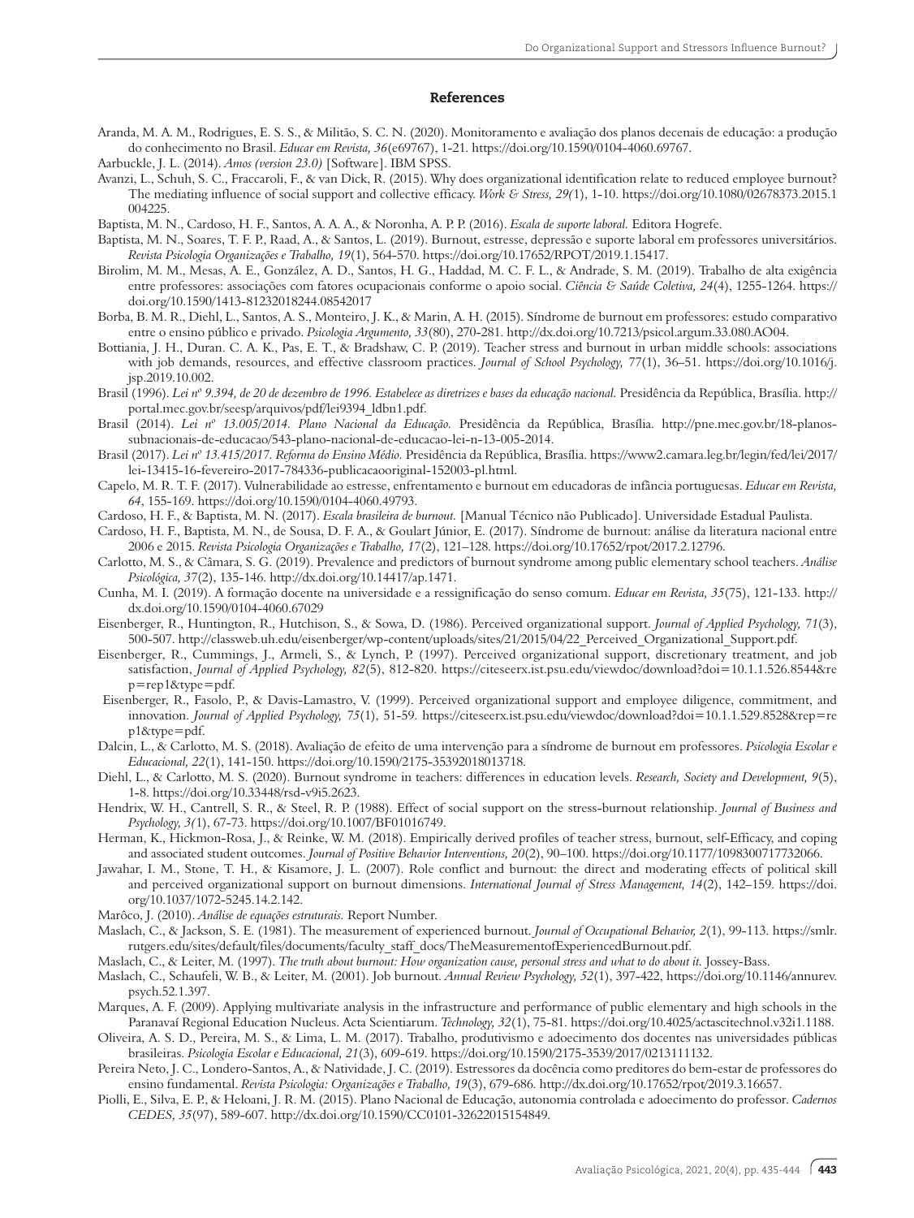## References

Aranda, M. A. M., Rodrigues, E. S. S., & Militão, S. C. N. (2020). Monitoramento e avaliação dos planos decenais de educação: a produção do conhecimento no Brasil. *Educar em Revista, 36*(e69767), 1-21. https://doi.org/10.1590/0104-4060.69767.

Aarbuckle, J. L. (2014). *Amos (version 23.0)* [Software]. IBM SPSS.

Avanzi, L., Schuh, S. C., Fraccaroli, F., & van Dick, R. (2015). Why does organizational identification relate to reduced employee burnout? The mediating influence of social support and collective efficacy. *Work & Stress, 29(*1), 1-10. https://doi.org/10.1080/02678373.2015.1004225.

Baptista, M. N., Cardoso, H. F., Santos, A. A. A., & Noronha, A. P. P. (2016). *Escala de suporte laboral.* Editora Hogrefe.

Baptista, M. N., Soares, T. F. P., Raad, A., & Santos, L. (2019). Burnout, estresse, depressão e suporte laboral em professores universitários. *Revista Psicologia Organizações e Trabalho, 19*(1), 564-570. https://doi.org/10.17652/RPOT/2019.1.15417.

Birolim, M. M., Mesas, A. E., González, A. D., Santos, H. G., Haddad, M. C. F. L., & Andrade, S. M. (2019). Trabalho de alta exigência entre professores: associações com fatores ocupacionais conforme o apoio social. *Ciência & Saúde Coletiva, 24*(4), 1255-1264. https://doi.org/10.1590/1413-81232018244.08542017

Borba, B. M. R., Diehl, L., Santos, A. S., Monteiro, J. K., & Marin, A. H. (2015). Síndrome de burnout em professores: estudo comparativo entre o ensino público e privado. *Psicologia Argumento, 33*(80), 270-281. http://dx.doi.org/10.7213/psicol.argum.33.080.AO04.

Bottiania, J. H., Duran. C. A. K., Pas, E. T., & Bradshaw, C. P. (2019). Teacher stress and burnout in urban middle schools: associations with job demands, resources, and effective classroom practices. *Journal of School Psychology,* 77(1), 36–51. https://doi.org/10.1016/j.jsp.2019.10.002.

Brasil (1996). *Lei nº 9.394, de 20 de dezembro de 1996. Estabelece as diretrizes e bases da educação nacional.* Presidência da República, Brasília. http://portal.mec.gov.br/seesp/arquivos/pdf/lei9394_ldbn1.pdf.

Brasil (2014). *Lei nº 13.005/2014. Plano Nacional da Educação.* Presidência da República, Brasília. http://pne.mec.gov.br/18-planos-subnacionais-de-educacao/543-plano-nacional-de-educacao-lei-n-13-005-2014.

Brasil (2017). *Lei nº 13.415/2017. Reforma do Ensino Médio.* Presidência da República, Brasília. https://www2.camara.leg.br/legin/fed/lei/2017/lei-13415-16-fevereiro-2017-784336-publicacaooriginal-152003-pl.html.

Capelo, M. R. T. F. (2017). Vulnerabilidade ao estresse, enfrentamento e burnout em educadoras de infância portuguesas. *Educar em Revista, 64*, 155-169. https://doi.org/10.1590/0104-4060.49793.

Cardoso, H. F., & Baptista, M. N. (2017). *Escala brasileira de burnout.* [Manual Técnico não Publicado]. Universidade Estadual Paulista.

Cardoso, H. F., Baptista, M. N., de Sousa, D. F. A., & Goulart Júnior, E. (2017). Síndrome de burnout: análise da literatura nacional entre 2006 e 2015. *Revista Psicologia Organizações e Trabalho, 17*(2), 121–128. https://doi.org/10.17652/rpot/2017.2.12796.

Carlotto, M. S., & Câmara, S. G. (2019). Prevalence and predictors of burnout syndrome among public elementary school teachers. *Análise Psicológica, 37*(2), 135-146. http://dx.doi.org/10.14417/ap.1471.

Cunha, M. I. (2019). A formação docente na universidade e a ressignificação do senso comum. *Educar em Revista, 35*(75), 121-133. http://dx.doi.org/10.1590/0104-4060.67029

Eisenberger, R., Huntington, R., Hutchison, S., & Sowa, D. (1986). Perceived organizational support. *Journal of Applied Psychology, 71*(3), 500-507. http://classweb.uh.edu/eisenberger/wp-content/uploads/sites/21/2015/04/22_Perceived_Organizational_Support.pdf.

Eisenberger, R., Cummings, J., Armeli, S., & Lynch, P. (1997). Perceived organizational support, discretionary treatment, and job satisfaction, *Journal of Applied Psychology, 82*(5), 812-820. https://citeseerx.ist.psu.edu/viewdoc/download?doi=10.1.1.526.8544&rep=rep1&type=pdf.

Eisenberger, R., Fasolo, P., & Davis-Lamastro, V. (1999). Perceived organizational support and employee diligence, commitment, and innovation. *Journal of Applied Psychology, 75*(1), 51-59. https://citeseerx.ist.psu.edu/viewdoc/download?doi=10.1.1.529.8528&rep=rep1&type=pdf.

Dalcin, L., & Carlotto, M. S. (2018). Avaliação de efeito de uma intervenção para a síndrome de burnout em professores. *Psicologia Escolar e Educacional, 22*(1), 141-150. https://doi.org/10.1590/2175-35392018013718.

Diehl, L., & Carlotto, M. S. (2020). Burnout syndrome in teachers: differences in education levels. *Research, Society and Development, 9*(5), 1-8. https://doi.org/10.33448/rsd-v9i5.2623.

Hendrix, W. H., Cantrell, S. R., & Steel, R. P. (1988). Effect of social support on the stress-burnout relationship. *Journal of Business and Psychology, 3(*1), 67-73. https://doi.org/10.1007/BF01016749.

Herman, K., Hickmon-Rosa, J., & Reinke, W. M. (2018). Empirically derived profiles of teacher stress, burnout, self-Efficacy, and coping and associated student outcomes. *Journal of Positive Behavior Interventions, 20*(2), 90–100. https://doi.org/10.1177/1098300717732066.

Jawahar, I. M., Stone, T. H., & Kisamore, J. L. (2007). Role conflict and burnout: the direct and moderating effects of political skill and perceived organizational support on burnout dimensions. *International Journal of Stress Management, 14*(2), 142–159. https://doi.org/10.1037/1072-5245.14.2.142.

Marôco, J. (2010). *Análise de equações estruturais.* Report Number.

Maslach, C., & Jackson, S. E. (1981). The measurement of experienced burnout. *Journal of Occupational Behavior, 2*(1), 99-113. https://smlr.rutgers.edu/sites/default/files/documents/faculty_staff_docs/TheMeasurementofExperiencedBurnout.pdf.

Maslach, C., & Leiter, M. (1997). *The truth about burnout: How organization cause, personal stress and what to do about it.* Jossey-Bass.

Maslach, C., Schaufeli, W. B., & Leiter, M. (2001). Job burnout. *Annual Review Psychology, 52*(1), 397-422, https://doi.org/10.1146/annurev.psych.52.1.397.

Marques, A. F. (2009). Applying multivariate analysis in the infrastructure and performance of public elementary and high schools in the Paranavaí Regional Education Nucleus. Acta Scientiarum. *Technology, 32*(1), 75-81. https://doi.org/10.4025/actascitechnol.v32i1.1188.

Oliveira, A. S. D., Pereira, M. S., & Lima, L. M. (2017). Trabalho, produtivismo e adoecimento dos docentes nas universidades públicas brasileiras. *Psicologia Escolar e Educacional, 21*(3), 609-619. https://doi.org/10.1590/2175-3539/2017/0213111132.

Pereira Neto, J. C., Londero-Santos, A., & Natividade, J. C. (2019). Estressores da docência como preditores do bem-estar de professores do ensino fundamental. *Revista Psicologia: Organizações e Trabalho, 19*(3), 679-686. http://dx.doi.org/10.17652/rpot/2019.3.16657.

Piolli, E., Silva, E. P., & Heloani, J. R. M. (2015). Plano Nacional de Educação, autonomia controlada e adoecimento do professor. *Cadernos CEDES, 35*(97), 589-607. http://dx.doi.org/10.1590/CC0101-32622015154849.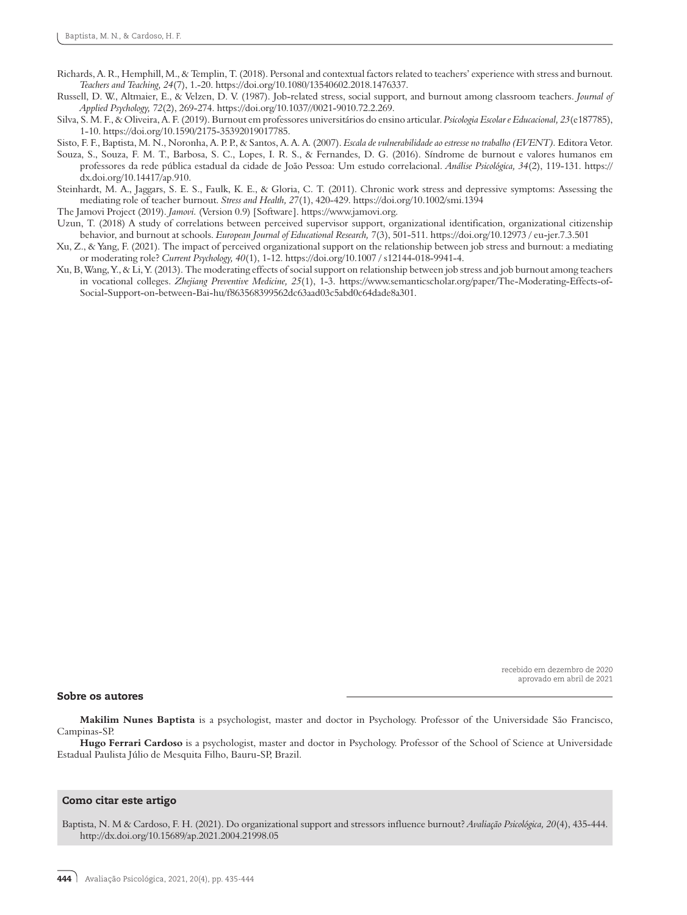Richards, A. R., Hemphill, M., & Templin, T. (2018). Personal and contextual factors related to teachers' experience with stress and burnout. *Teachers and Teaching, 24*(7), 1.-20. https://doi.org/10.1080/13540602.2018.1476337.

Russell, D. W., Altmaier, E., & Velzen, D. V. (1987). Job-related stress, social support, and burnout among classroom teachers. *Journal of Applied Psychology, 72*(2), 269-274. https://doi.org/10.1037//0021-9010.72.2.269.

Silva, S. M. F., & Oliveira, A. F. (2019). Burnout em professores universitários do ensino articular. *Psicologia Escolar e Educacional, 23*(e187785), 1-10. https://doi.org/10.1590/2175-35392019017785.

Sisto, F. F., Baptista, M. N., Noronha, A. P. P., & Santos, A. A. A. (2007). *Escala de vulnerabilidade ao estresse no trabalho (EVENT)*. Editora Vetor.

Souza, S., Souza, F. M. T., Barbosa, S. C., Lopes, I. R. S., & Fernandes, D. G. (2016). Síndrome de burnout e valores humanos em professores da rede pública estadual da cidade de João Pessoa: Um estudo correlacional. *Análise Psicológica, 34*(2), 119-131. https://dx.doi.org/10.14417/ap.910.

Steinhardt, M. A., Jaggars, S. E. S., Faulk, K. E., & Gloria, C. T. (2011). Chronic work stress and depressive symptoms: Assessing the mediating role of teacher burnout. *Stress and Health, 27*(1), 420-429. https://doi.org/10.1002/smi.1394

The Jamovi Project (2019). *Jamovi.* (Version 0.9) [Software]. https://www.jamovi.org.

Uzun, T. (2018) A study of correlations between perceived supervisor support, organizational identification, organizational citizenship behavior, and burnout at schools. *European Journal of Educational Research, 7*(3), 501-511. https://doi.org/10.12973 / eu-jer.7.3.501

Xu, Z., & Yang, F. (2021). The impact of perceived organizational support on the relationship between job stress and burnout: a mediating or moderating role? *Current Psychology, 40*(1), 1-12. https://doi.org/10.1007 / s12144-018-9941-4.

Xu, B, Wang, Y., & Li, Y. (2013). The moderating effects of social support on relationship between job stress and job burnout among teachers in vocational colleges. *Zhejiang Preventive Medicine, 25*(1), 1-3. https://www.semanticscholar.org/paper/The-Moderating-Effects-of-Social-Support-on-between-Bai-hu/f863568399562dc63aad03c5abd0c64dade8a301.

recebido em dezembro de 2020
aprovado em abril de 2021

## Sobre os autores

**Makilim Nunes Baptista** is a psychologist, master and doctor in Psychology. Professor of the Universidade São Francisco, Campinas-SP.

**Hugo Ferrari Cardoso** is a psychologist, master and doctor in Psychology. Professor of the School of Science at Universidade Estadual Paulista Júlio de Mesquita Filho, Bauru-SP, Brazil.

## Como citar este artigo

Baptista, N. M & Cardoso, F. H. (2021). Do organizational support and stressors influence burnout? *Avaliação Psicológica, 20*(4), 435-444. http://dx.doi.org/10.15689/ap.2021.2004.21998.05